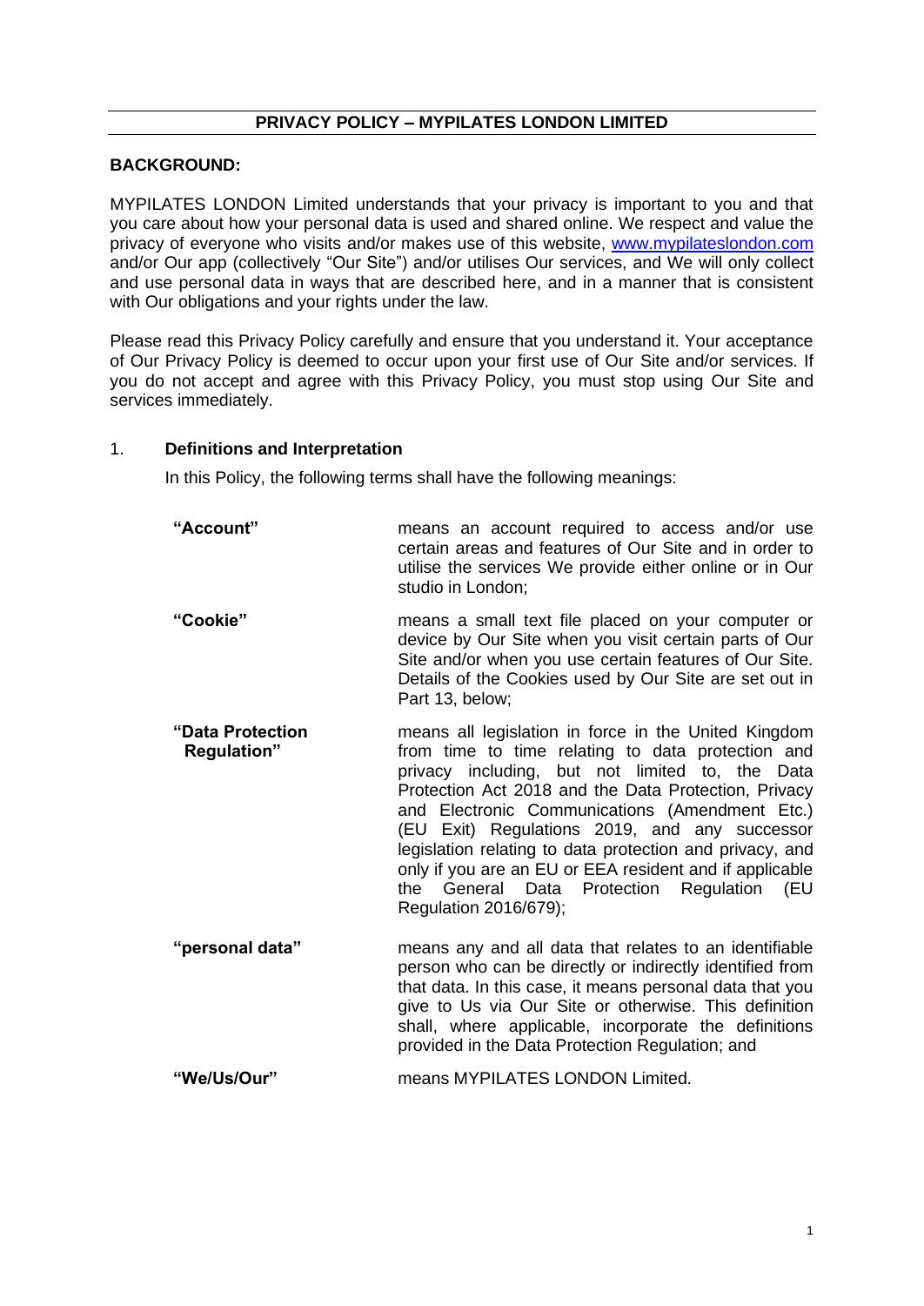# PRIVACY POLICY – MYPILATES LONDON LIMITED

**BACKGROUND:**

MYPILATES LONDON Limited understands that your privacy is important to you and that you care about how your personal data is used and shared online. We respect and value the privacy of everyone who visits and/or makes use of this website, www.mypilateslondon.com and/or Our app (collectively "Our Site") and/or utilises Our services, and We will only collect and use personal data in ways that are described here, and in a manner that is consistent with Our obligations and your rights under the law.

Please read this Privacy Policy carefully and ensure that you understand it. Your acceptance of Our Privacy Policy is deemed to occur upon your first use of Our Site and/or services. If you do not accept and agree with this Privacy Policy, you must stop using Our Site and services immediately.

## 1. Definitions and Interpretation

In this Policy, the following terms shall have the following meanings:

| | |
|---|---|
| **"Account"** | means an account required to access and/or use certain areas and features of Our Site and in order to utilise the services We provide either online or in Our studio in London; |
| **"Cookie"** | means a small text file placed on your computer or device by Our Site when you visit certain parts of Our Site and/or when you use certain features of Our Site. Details of the Cookies used by Our Site are set out in Part 13, below; |
| **"Data Protection Regulation"** | means all legislation in force in the United Kingdom from time to time relating to data protection and privacy including, but not limited to, the Data Protection Act 2018 and the Data Protection, Privacy and Electronic Communications (Amendment Etc.) (EU Exit) Regulations 2019, and any successor legislation relating to data protection and privacy, and only if you are an EU or EEA resident and if applicable the General Data Protection Regulation (EU Regulation 2016/679); |
| **"personal data"** | means any and all data that relates to an identifiable person who can be directly or indirectly identified from that data. In this case, it means personal data that you give to Us via Our Site or otherwise. This definition shall, where applicable, incorporate the definitions provided in the Data Protection Regulation; and |
| **"We/Us/Our"** | means MYPILATES LONDON Limited. |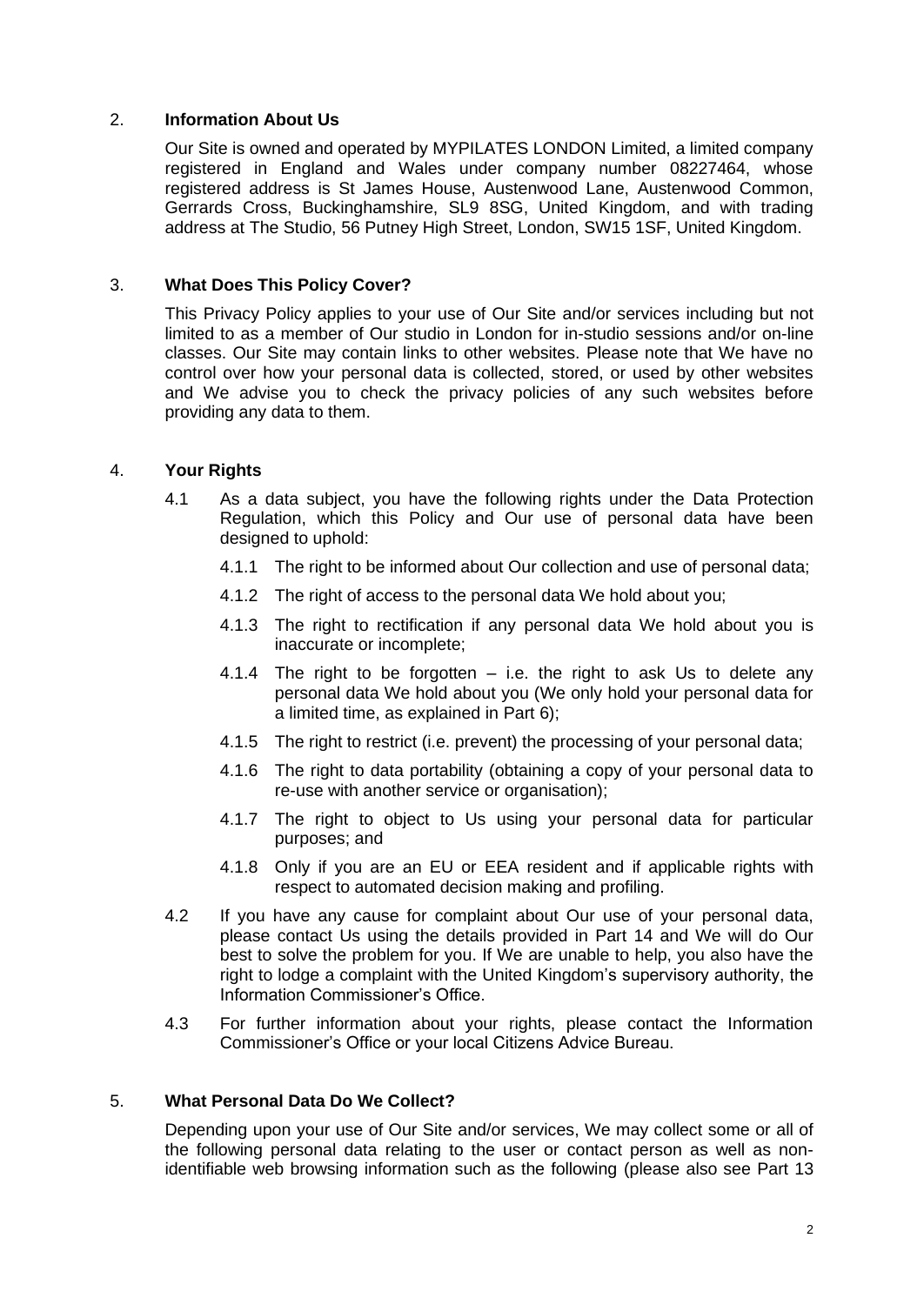## 2. **Information About Us**

Our Site is owned and operated by MYPILATES LONDON Limited, a limited company registered in England and Wales under company number 08227464, whose registered address is St James House, Austenwood Lane, Austenwood Common, Gerrards Cross, Buckinghamshire, SL9 8SG, United Kingdom, and with trading address at The Studio, 56 Putney High Street, London, SW15 1SF, United Kingdom.

## 3. **What Does This Policy Cover?**

This Privacy Policy applies to your use of Our Site and/or services including but not limited to as a member of Our studio in London for in-studio sessions and/or on-line classes. Our Site may contain links to other websites. Please note that We have no control over how your personal data is collected, stored, or used by other websites and We advise you to check the privacy policies of any such websites before providing any data to them.

## 4. **Your Rights**

4.1 As a data subject, you have the following rights under the Data Protection Regulation, which this Policy and Our use of personal data have been designed to uphold:

- 4.1.1 The right to be informed about Our collection and use of personal data;
- 4.1.2 The right of access to the personal data We hold about you;
- 4.1.3 The right to rectification if any personal data We hold about you is inaccurate or incomplete;
- 4.1.4 The right to be forgotten – i.e. the right to ask Us to delete any personal data We hold about you (We only hold your personal data for a limited time, as explained in Part 6);
- 4.1.5 The right to restrict (i.e. prevent) the processing of your personal data;
- 4.1.6 The right to data portability (obtaining a copy of your personal data to re-use with another service or organisation);
- 4.1.7 The right to object to Us using your personal data for particular purposes; and
- 4.1.8 Only if you are an EU or EEA resident and if applicable rights with respect to automated decision making and profiling.

4.2 If you have any cause for complaint about Our use of your personal data, please contact Us using the details provided in Part 14 and We will do Our best to solve the problem for you. If We are unable to help, you also have the right to lodge a complaint with the United Kingdom's supervisory authority, the Information Commissioner's Office.

4.3 For further information about your rights, please contact the Information Commissioner's Office or your local Citizens Advice Bureau.

## 5. **What Personal Data Do We Collect?**

Depending upon your use of Our Site and/or services, We may collect some or all of the following personal data relating to the user or contact person as well as non-identifiable web browsing information such as the following (please also see Part 13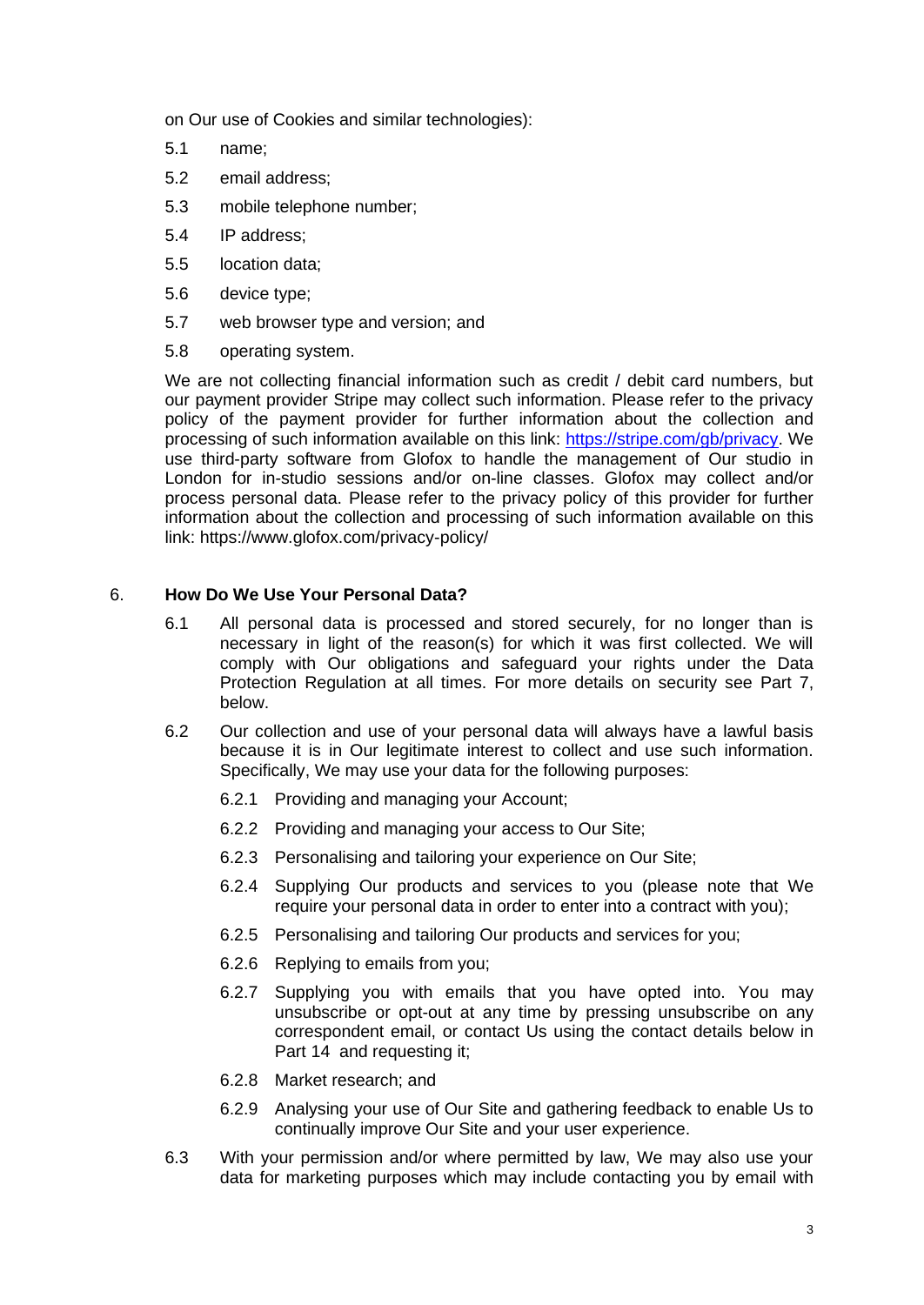on Our use of Cookies and similar technologies):

5.1 name;

5.2 email address;

5.3 mobile telephone number;

5.4 IP address;

5.5 location data;

5.6 device type;

5.7 web browser type and version; and

5.8 operating system.

We are not collecting financial information such as credit / debit card numbers, but our payment provider Stripe may collect such information. Please refer to the privacy policy of the payment provider for further information about the collection and processing of such information available on this link: [https://stripe.com/gb/privacy](https://stripe.com/gb/privacy). We use third-party software from Glofox to handle the management of Our studio in London for in-studio sessions and/or on-line classes. Glofox may collect and/or process personal data. Please refer to the privacy policy of this provider for further information about the collection and processing of such information available on this link: https://www.glofox.com/privacy-policy/

## 6. How Do We Use Your Personal Data?

6.1 All personal data is processed and stored securely, for no longer than is necessary in light of the reason(s) for which it was first collected. We will comply with Our obligations and safeguard your rights under the Data Protection Regulation at all times. For more details on security see Part 7, below.

6.2 Our collection and use of your personal data will always have a lawful basis because it is in Our legitimate interest to collect and use such information. Specifically, We may use your data for the following purposes:

6.2.1 Providing and managing your Account;

6.2.2 Providing and managing your access to Our Site;

6.2.3 Personalising and tailoring your experience on Our Site;

6.2.4 Supplying Our products and services to you (please note that We require your personal data in order to enter into a contract with you);

6.2.5 Personalising and tailoring Our products and services for you;

6.2.6 Replying to emails from you;

6.2.7 Supplying you with emails that you have opted into. You may unsubscribe or opt-out at any time by pressing unsubscribe on any correspondent email, or contact Us using the contact details below in Part 14 and requesting it;

6.2.8 Market research; and

6.2.9 Analysing your use of Our Site and gathering feedback to enable Us to continually improve Our Site and your user experience.

6.3 With your permission and/or where permitted by law, We may also use your data for marketing purposes which may include contacting you by email with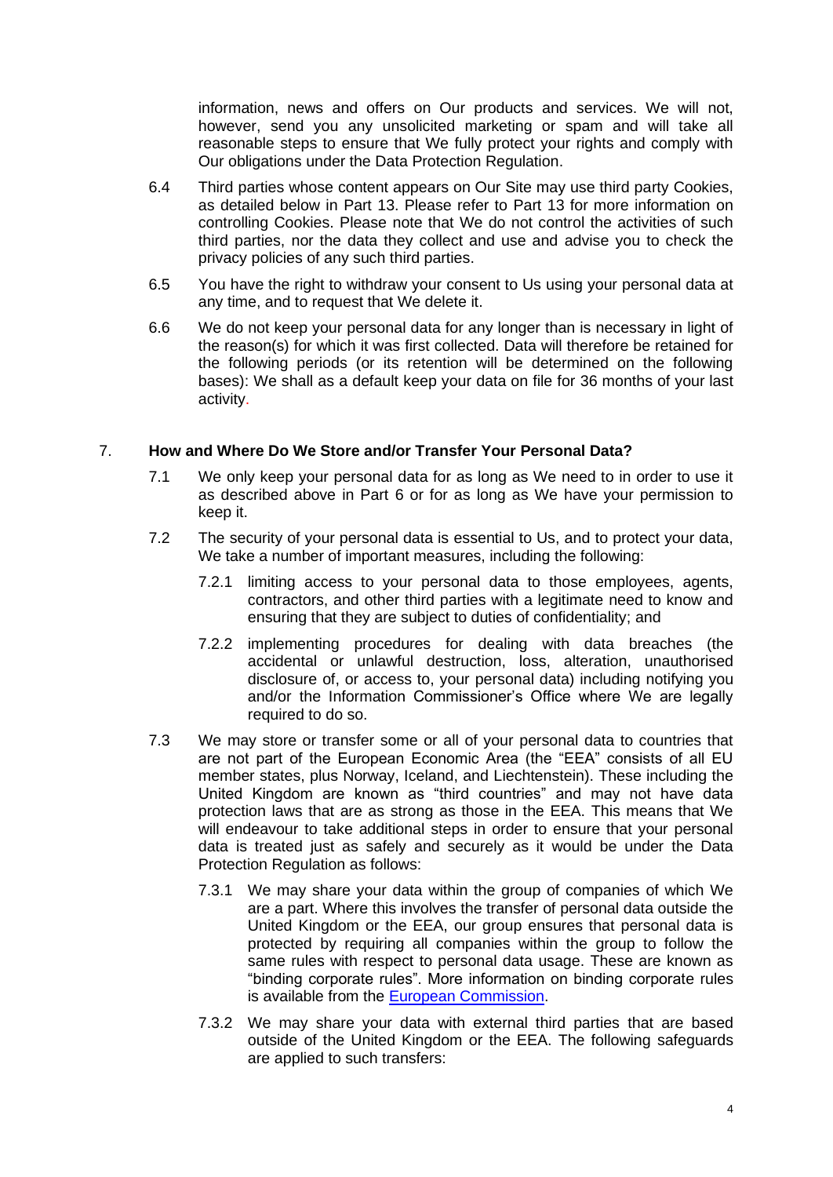information, news and offers on Our products and services. We will not, however, send you any unsolicited marketing or spam and will take all reasonable steps to ensure that We fully protect your rights and comply with Our obligations under the Data Protection Regulation.

6.4 Third parties whose content appears on Our Site may use third party Cookies, as detailed below in Part 13. Please refer to Part 13 for more information on controlling Cookies. Please note that We do not control the activities of such third parties, nor the data they collect and use and advise you to check the privacy policies of any such third parties.

6.5 You have the right to withdraw your consent to Us using your personal data at any time, and to request that We delete it.

6.6 We do not keep your personal data for any longer than is necessary in light of the reason(s) for which it was first collected. Data will therefore be retained for the following periods (or its retention will be determined on the following bases): We shall as a default keep your data on file for 36 months of your last activity.

## 7. How and Where Do We Store and/or Transfer Your Personal Data?

7.1 We only keep your personal data for as long as We need to in order to use it as described above in Part 6 or for as long as We have your permission to keep it.

7.2 The security of your personal data is essential to Us, and to protect your data, We take a number of important measures, including the following:

7.2.1 limiting access to your personal data to those employees, agents, contractors, and other third parties with a legitimate need to know and ensuring that they are subject to duties of confidentiality; and

7.2.2 implementing procedures for dealing with data breaches (the accidental or unlawful destruction, loss, alteration, unauthorised disclosure of, or access to, your personal data) including notifying you and/or the Information Commissioner's Office where We are legally required to do so.

7.3 We may store or transfer some or all of your personal data to countries that are not part of the European Economic Area (the "EEA" consists of all EU member states, plus Norway, Iceland, and Liechtenstein). These including the United Kingdom are known as "third countries" and may not have data protection laws that are as strong as those in the EEA. This means that We will endeavour to take additional steps in order to ensure that your personal data is treated just as safely and securely as it would be under the Data Protection Regulation as follows:

7.3.1 We may share your data within the group of companies of which We are a part. Where this involves the transfer of personal data outside the United Kingdom or the EEA, our group ensures that personal data is protected by requiring all companies within the group to follow the same rules with respect to personal data usage. These are known as "binding corporate rules". More information on binding corporate rules is available from the European Commission.

7.3.2 We may share your data with external third parties that are based outside of the United Kingdom or the EEA. The following safeguards are applied to such transfers: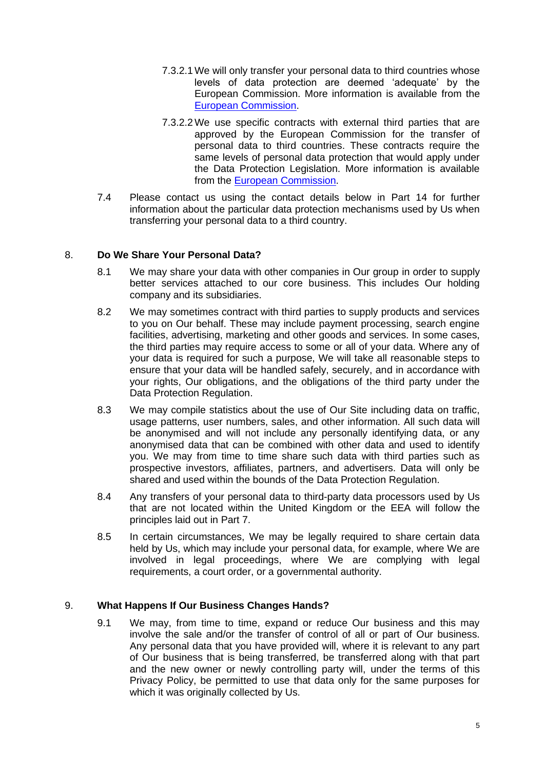7.3.2.1 We will only transfer your personal data to third countries whose levels of data protection are deemed 'adequate' by the European Commission. More information is available from the [European Commission](#).

7.3.2.2 We use specific contracts with external third parties that are approved by the European Commission for the transfer of personal data to third countries. These contracts require the same levels of personal data protection that would apply under the Data Protection Legislation. More information is available from the [European Commission](#).

7.4 Please contact us using the contact details below in Part 14 for further information about the particular data protection mechanisms used by Us when transferring your personal data to a third country.

## 8. Do We Share Your Personal Data?

8.1 We may share your data with other companies in Our group in order to supply better services attached to our core business. This includes Our holding company and its subsidiaries.

8.2 We may sometimes contract with third parties to supply products and services to you on Our behalf. These may include payment processing, search engine facilities, advertising, marketing and other goods and services. In some cases, the third parties may require access to some or all of your data. Where any of your data is required for such a purpose, We will take all reasonable steps to ensure that your data will be handled safely, securely, and in accordance with your rights, Our obligations, and the obligations of the third party under the Data Protection Regulation.

8.3 We may compile statistics about the use of Our Site including data on traffic, usage patterns, user numbers, sales, and other information. All such data will be anonymised and will not include any personally identifying data, or any anonymised data that can be combined with other data and used to identify you. We may from time to time share such data with third parties such as prospective investors, affiliates, partners, and advertisers. Data will only be shared and used within the bounds of the Data Protection Regulation.

8.4 Any transfers of your personal data to third-party data processors used by Us that are not located within the United Kingdom or the EEA will follow the principles laid out in Part 7.

8.5 In certain circumstances, We may be legally required to share certain data held by Us, which may include your personal data, for example, where We are involved in legal proceedings, where We are complying with legal requirements, a court order, or a governmental authority.

## 9. What Happens If Our Business Changes Hands?

9.1 We may, from time to time, expand or reduce Our business and this may involve the sale and/or the transfer of control of all or part of Our business. Any personal data that you have provided will, where it is relevant to any part of Our business that is being transferred, be transferred along with that part and the new owner or newly controlling party will, under the terms of this Privacy Policy, be permitted to use that data only for the same purposes for which it was originally collected by Us.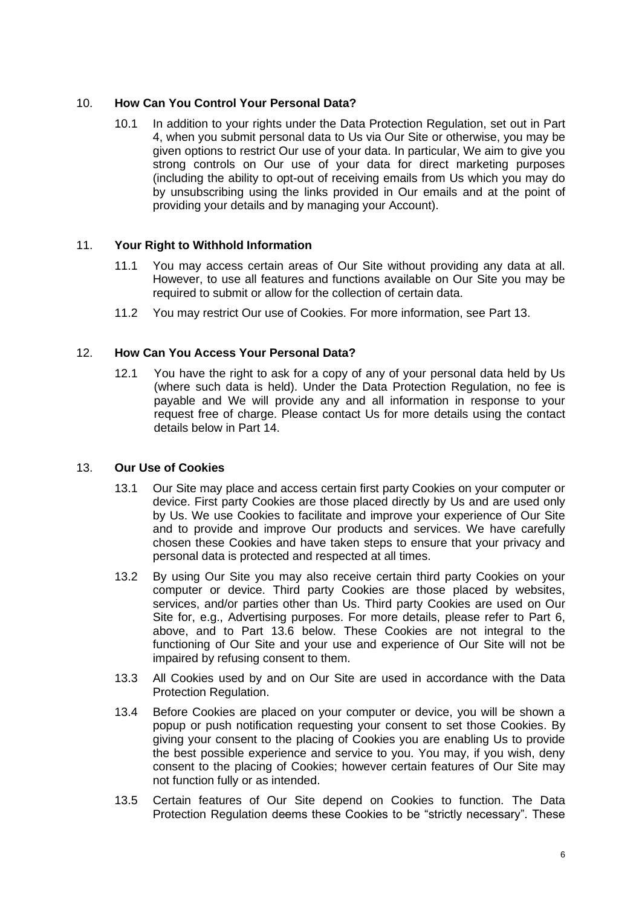## 10. How Can You Control Your Personal Data?

10.1 In addition to your rights under the Data Protection Regulation, set out in Part 4, when you submit personal data to Us via Our Site or otherwise, you may be given options to restrict Our use of your data. In particular, We aim to give you strong controls on Our use of your data for direct marketing purposes (including the ability to opt-out of receiving emails from Us which you may do by unsubscribing using the links provided in Our emails and at the point of providing your details and by managing your Account).

## 11. Your Right to Withhold Information

11.1 You may access certain areas of Our Site without providing any data at all. However, to use all features and functions available on Our Site you may be required to submit or allow for the collection of certain data.

11.2 You may restrict Our use of Cookies. For more information, see Part 13.

## 12. How Can You Access Your Personal Data?

12.1 You have the right to ask for a copy of any of your personal data held by Us (where such data is held). Under the Data Protection Regulation, no fee is payable and We will provide any and all information in response to your request free of charge. Please contact Us for more details using the contact details below in Part 14.

## 13. Our Use of Cookies

13.1 Our Site may place and access certain first party Cookies on your computer or device. First party Cookies are those placed directly by Us and are used only by Us. We use Cookies to facilitate and improve your experience of Our Site and to provide and improve Our products and services. We have carefully chosen these Cookies and have taken steps to ensure that your privacy and personal data is protected and respected at all times.

13.2 By using Our Site you may also receive certain third party Cookies on your computer or device. Third party Cookies are those placed by websites, services, and/or parties other than Us. Third party Cookies are used on Our Site for, e.g., Advertising purposes. For more details, please refer to Part 6, above, and to Part 13.6 below. These Cookies are not integral to the functioning of Our Site and your use and experience of Our Site will not be impaired by refusing consent to them.

13.3 All Cookies used by and on Our Site are used in accordance with the Data Protection Regulation.

13.4 Before Cookies are placed on your computer or device, you will be shown a popup or push notification requesting your consent to set those Cookies. By giving your consent to the placing of Cookies you are enabling Us to provide the best possible experience and service to you. You may, if you wish, deny consent to the placing of Cookies; however certain features of Our Site may not function fully or as intended.

13.5 Certain features of Our Site depend on Cookies to function. The Data Protection Regulation deems these Cookies to be "strictly necessary". These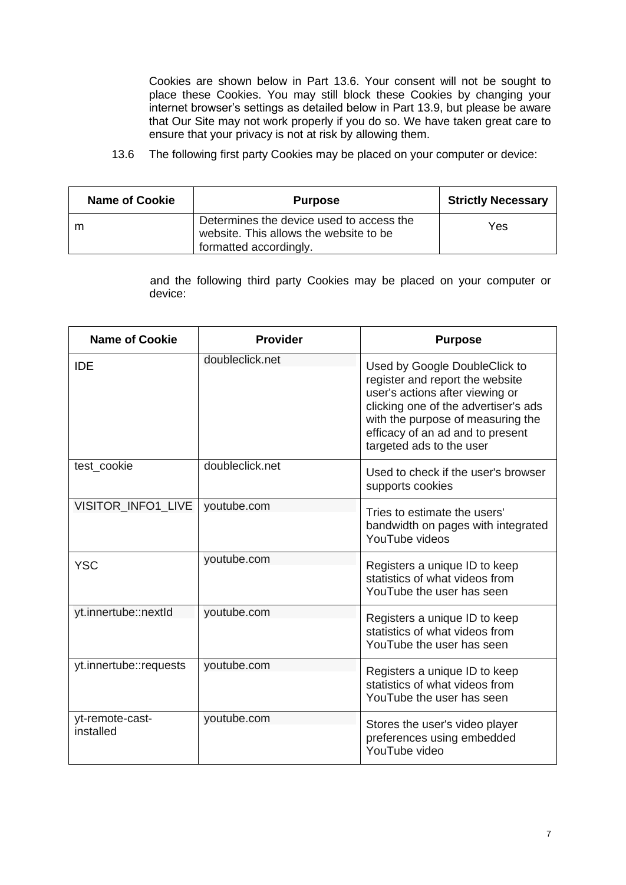Cookies are shown below in Part 13.6. Your consent will not be sought to place these Cookies. You may still block these Cookies by changing your internet browser's settings as detailed below in Part 13.9, but please be aware that Our Site may not work properly if you do so. We have taken great care to ensure that your privacy is not at risk by allowing them.

13.6 The following first party Cookies may be placed on your computer or device:

| Name of Cookie | Purpose | Strictly Necessary |
| --- | --- | --- |
| m | Determines the device used to access the website. This allows the website to be formatted accordingly. | Yes |

and the following third party Cookies may be placed on your computer or device:

| Name of Cookie | Provider | Purpose |
| --- | --- | --- |
| IDE | doubleclick.net | Used by Google DoubleClick to register and report the website user's actions after viewing or clicking one of the advertiser's ads with the purpose of measuring the efficacy of an ad and to present targeted ads to the user |
| test_cookie | doubleclick.net | Used to check if the user's browser supports cookies |
| VISITOR_INFO1_LIVE | youtube.com | Tries to estimate the users' bandwidth on pages with integrated YouTube videos |
| YSC | youtube.com | Registers a unique ID to keep statistics of what videos from YouTube the user has seen |
| yt.innertube::nextId | youtube.com | Registers a unique ID to keep statistics of what videos from YouTube the user has seen |
| yt.innertube::requests | youtube.com | Registers a unique ID to keep statistics of what videos from YouTube the user has seen |
| yt-remote-cast-installed | youtube.com | Stores the user's video player preferences using embedded YouTube video |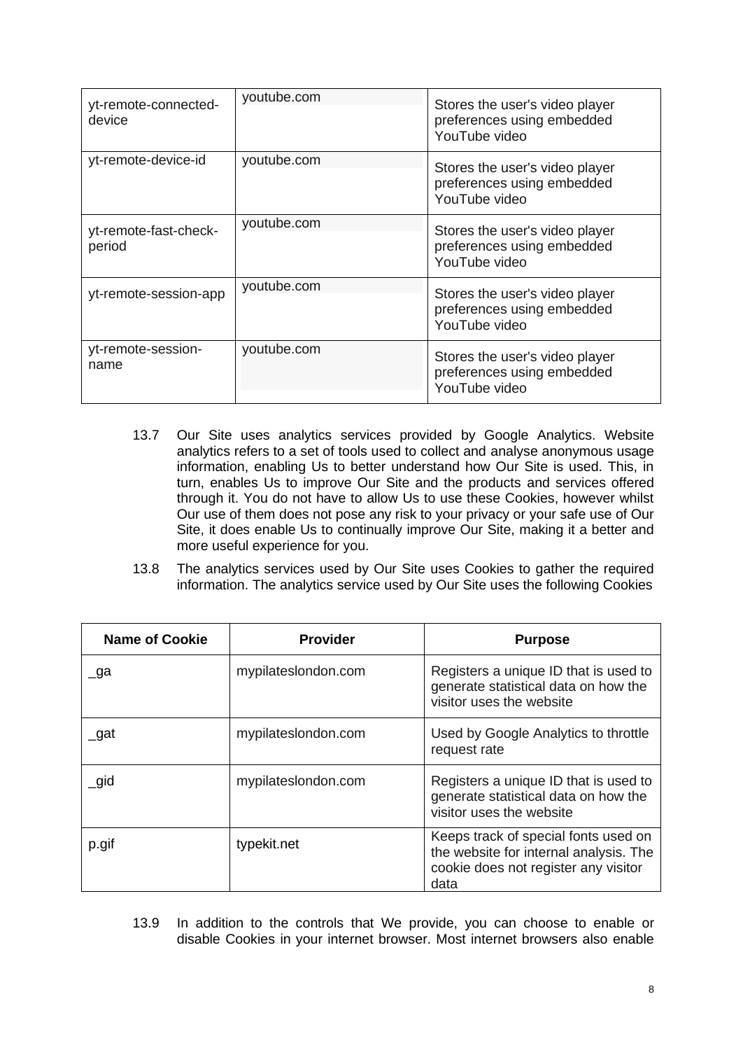| | | |
|---|---|---|
| yt-remote-connected-device | youtube.com | Stores the user's video player preferences using embedded YouTube video |
| yt-remote-device-id | youtube.com | Stores the user's video player preferences using embedded YouTube video |
| yt-remote-fast-check-period | youtube.com | Stores the user's video player preferences using embedded YouTube video |
| yt-remote-session-app | youtube.com | Stores the user's video player preferences using embedded YouTube video |
| yt-remote-session-name | youtube.com | Stores the user's video player preferences using embedded YouTube video |

13.7 Our Site uses analytics services provided by Google Analytics. Website analytics refers to a set of tools used to collect and analyse anonymous usage information, enabling Us to better understand how Our Site is used. This, in turn, enables Us to improve Our Site and the products and services offered through it. You do not have to allow Us to use these Cookies, however whilst Our use of them does not pose any risk to your privacy or your safe use of Our Site, it does enable Us to continually improve Our Site, making it a better and more useful experience for you.

13.8 The analytics services used by Our Site uses Cookies to gather the required information. The analytics service used by Our Site uses the following Cookies

| Name of Cookie | Provider | Purpose |
|---|---|---|
| _ga | mypilateslondon.com | Registers a unique ID that is used to generate statistical data on how the visitor uses the website |
| _gat | mypilateslondon.com | Used by Google Analytics to throttle request rate |
| _gid | mypilateslondon.com | Registers a unique ID that is used to generate statistical data on how the visitor uses the website |
| p.gif | typekit.net | Keeps track of special fonts used on the website for internal analysis. The cookie does not register any visitor data |

13.9 In addition to the controls that We provide, you can choose to enable or disable Cookies in your internet browser. Most internet browsers also enable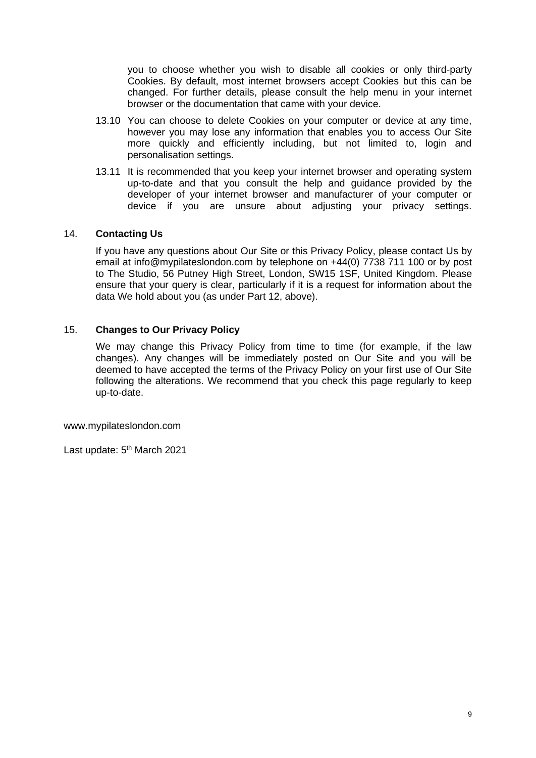you to choose whether you wish to disable all cookies or only third-party Cookies. By default, most internet browsers accept Cookies but this can be changed. For further details, please consult the help menu in your internet browser or the documentation that came with your device.

13.10 You can choose to delete Cookies on your computer or device at any time, however you may lose any information that enables you to access Our Site more quickly and efficiently including, but not limited to, login and personalisation settings.

13.11 It is recommended that you keep your internet browser and operating system up-to-date and that you consult the help and guidance provided by the developer of your internet browser and manufacturer of your computer or device if you are unsure about adjusting your privacy settings.

## 14. **Contacting Us**

If you have any questions about Our Site or this Privacy Policy, please contact Us by email at info@mypilateslondon.com by telephone on +44(0) 7738 711 100 or by post to The Studio, 56 Putney High Street, London, SW15 1SF, United Kingdom. Please ensure that your query is clear, particularly if it is a request for information about the data We hold about you (as under Part 12, above).

## 15. **Changes to Our Privacy Policy**

We may change this Privacy Policy from time to time (for example, if the law changes). Any changes will be immediately posted on Our Site and you will be deemed to have accepted the terms of the Privacy Policy on your first use of Our Site following the alterations. We recommend that you check this page regularly to keep up-to-date.

www.mypilateslondon.com

Last update: 5th March 2021